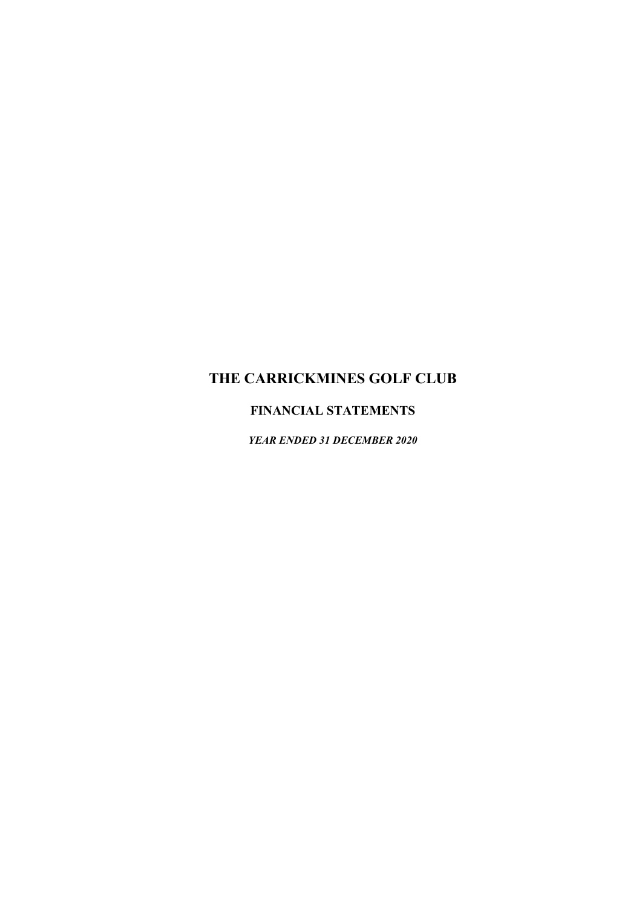# THE CARRICKMINES GOLF CLUB

## FINANCIAL STATEMENTS

***YEAR ENDED 31 DECEMBER 2020***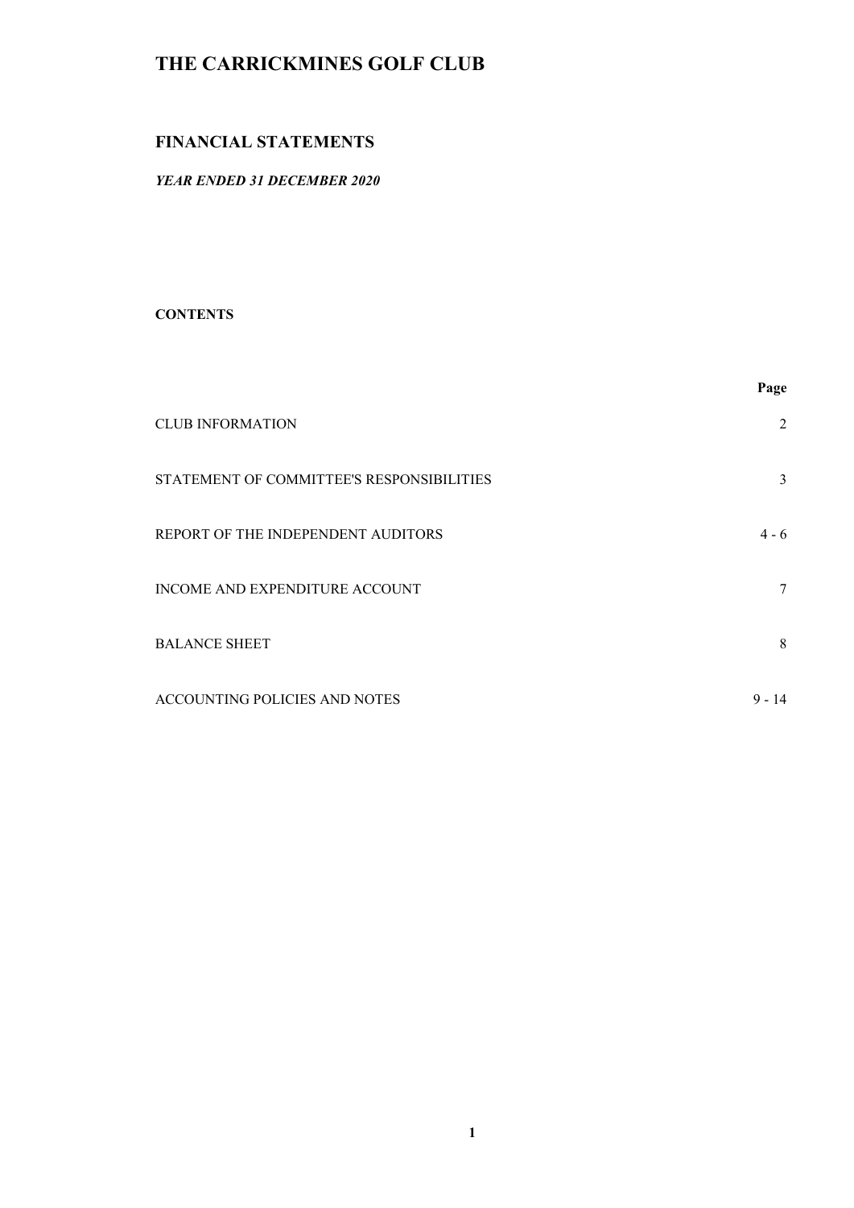# THE CARRICKMINES GOLF CLUB

## FINANCIAL STATEMENTS

***YEAR ENDED 31 DECEMBER 2020***

**CONTENTS**

| | **Page** |
|---|---|
| CLUB INFORMATION | 2 |
| STATEMENT OF COMMITTEE'S RESPONSIBILITIES | 3 |
| REPORT OF THE INDEPENDENT AUDITORS | 4 - 6 |
| INCOME AND EXPENDITURE ACCOUNT | 7 |
| BALANCE SHEET | 8 |
| ACCOUNTING POLICIES AND NOTES | 9 - 14 |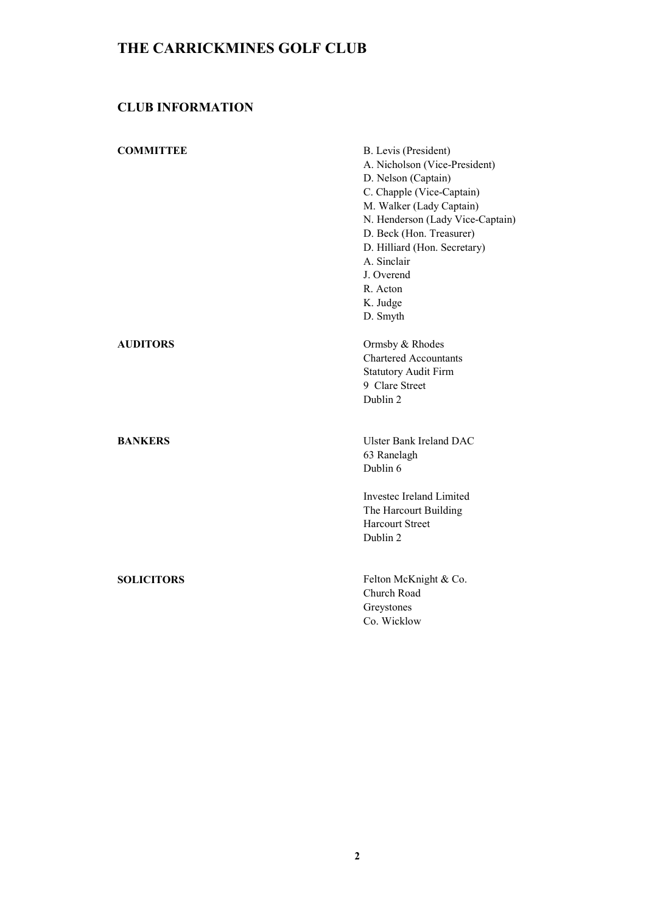# THE CARRICKMINES GOLF CLUB

## CLUB INFORMATION

**COMMITTEE**

B. Levis (President)
A. Nicholson (Vice-President)
D. Nelson (Captain)
C. Chapple (Vice-Captain)
M. Walker (Lady Captain)
N. Henderson (Lady Vice-Captain)
D. Beck (Hon. Treasurer)
D. Hilliard (Hon. Secretary)
A. Sinclair
J. Overend
R. Acton
K. Judge
D. Smyth

**AUDITORS**

Ormsby & Rhodes
Chartered Accountants
Statutory Audit Firm
9 Clare Street
Dublin 2

**BANKERS**

Ulster Bank Ireland DAC
63 Ranelagh
Dublin 6

Investec Ireland Limited
The Harcourt Building
Harcourt Street
Dublin 2

**SOLICITORS**

Felton McKnight & Co.
Church Road
Greystones
Co. Wicklow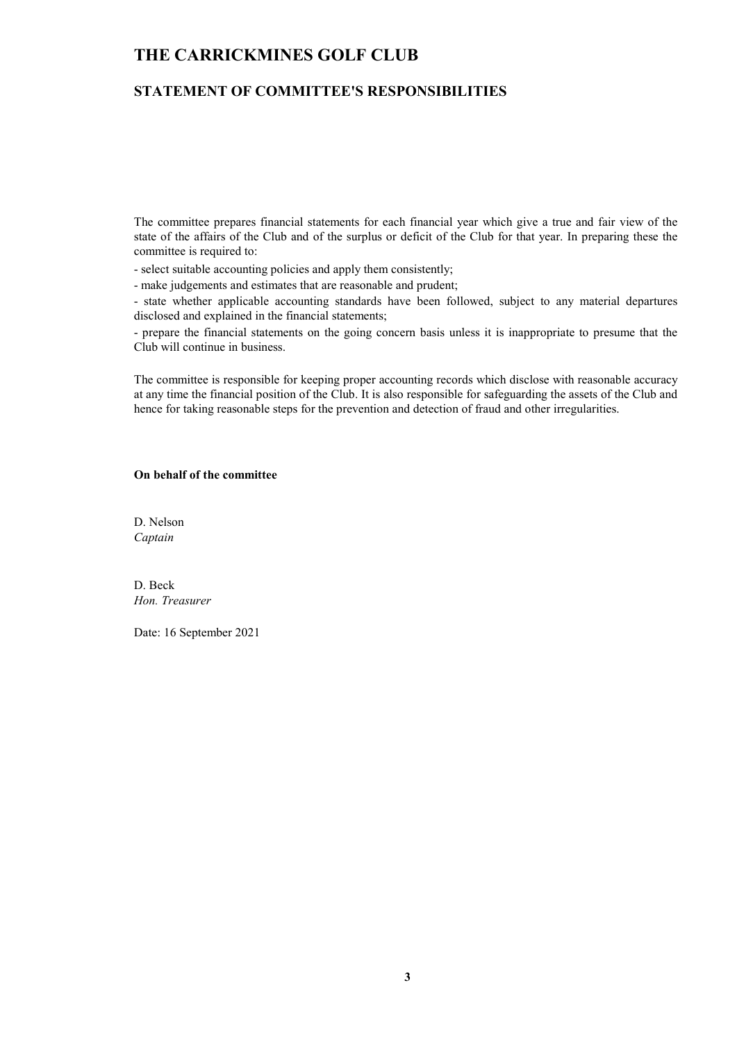# THE CARRICKMINES GOLF CLUB

## STATEMENT OF COMMITTEE'S RESPONSIBILITIES

The committee prepares financial statements for each financial year which give a true and fair view of the state of the affairs of the Club and of the surplus or deficit of the Club for that year. In preparing these the committee is required to:

- select suitable accounting policies and apply them consistently;
- make judgements and estimates that are reasonable and prudent;
- state whether applicable accounting standards have been followed, subject to any material departures disclosed and explained in the financial statements;
- prepare the financial statements on the going concern basis unless it is inappropriate to presume that the Club will continue in business.

The committee is responsible for keeping proper accounting records which disclose with reasonable accuracy at any time the financial position of the Club. It is also responsible for safeguarding the assets of the Club and hence for taking reasonable steps for the prevention and detection of fraud and other irregularities.

**On behalf of the committee**

D. Nelson
*Captain*

D. Beck
*Hon. Treasurer*

Date: 16 September 2021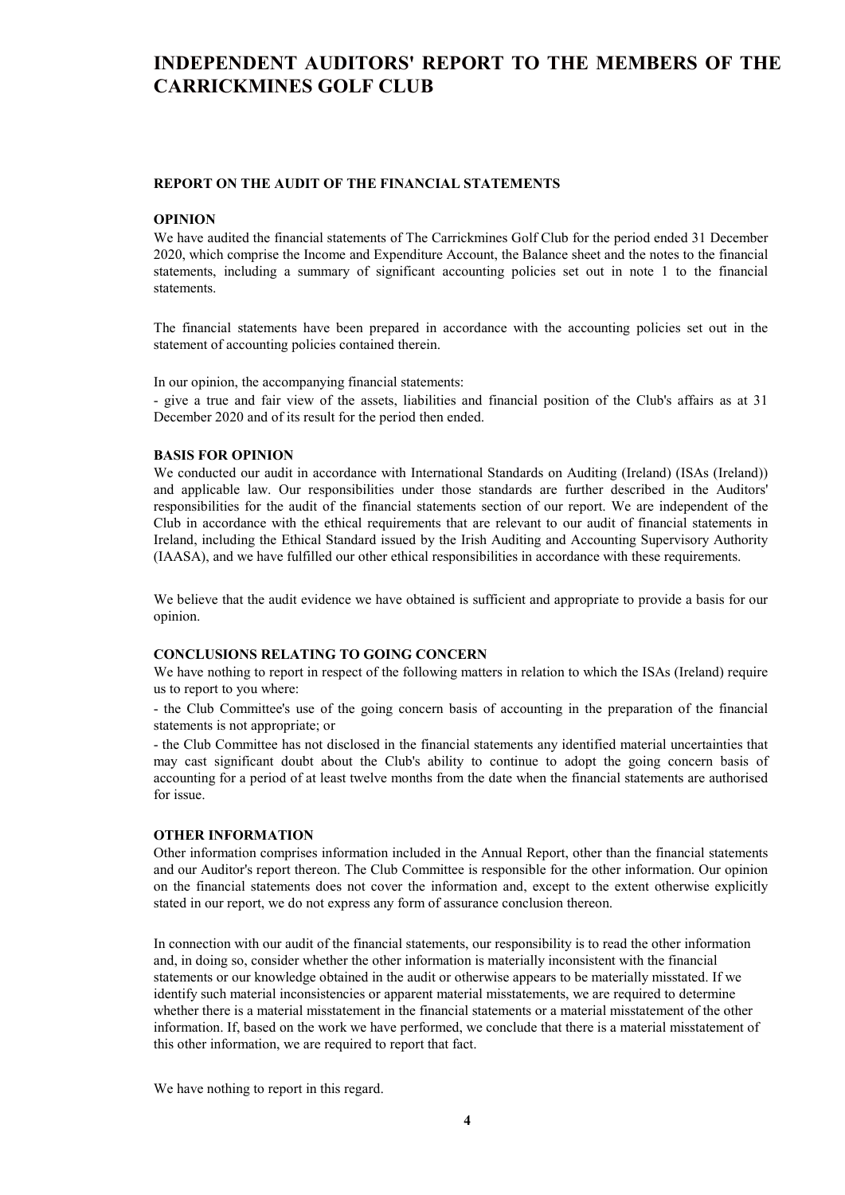# INDEPENDENT AUDITORS' REPORT TO THE MEMBERS OF THE CARRICKMINES GOLF CLUB

## REPORT ON THE AUDIT OF THE FINANCIAL STATEMENTS

### OPINION

We have audited the financial statements of The Carrickmines Golf Club for the period ended 31 December 2020, which comprise the Income and Expenditure Account, the Balance sheet and the notes to the financial statements, including a summary of significant accounting policies set out in note 1 to the financial statements.

The financial statements have been prepared in accordance with the accounting policies set out in the statement of accounting policies contained therein.

In our opinion, the accompanying financial statements:

- give a true and fair view of the assets, liabilities and financial position of the Club's affairs as at 31 December 2020 and of its result for the period then ended.

### BASIS FOR OPINION

We conducted our audit in accordance with International Standards on Auditing (Ireland) (ISAs (Ireland)) and applicable law. Our responsibilities under those standards are further described in the Auditors' responsibilities for the audit of the financial statements section of our report. We are independent of the Club in accordance with the ethical requirements that are relevant to our audit of financial statements in Ireland, including the Ethical Standard issued by the Irish Auditing and Accounting Supervisory Authority (IAASA), and we have fulfilled our other ethical responsibilities in accordance with these requirements.

We believe that the audit evidence we have obtained is sufficient and appropriate to provide a basis for our opinion.

### CONCLUSIONS RELATING TO GOING CONCERN

We have nothing to report in respect of the following matters in relation to which the ISAs (Ireland) require us to report to you where:

- the Club Committee's use of the going concern basis of accounting in the preparation of the financial statements is not appropriate; or

- the Club Committee has not disclosed in the financial statements any identified material uncertainties that may cast significant doubt about the Club's ability to continue to adopt the going concern basis of accounting for a period of at least twelve months from the date when the financial statements are authorised for issue.

### OTHER INFORMATION

Other information comprises information included in the Annual Report, other than the financial statements and our Auditor's report thereon. The Club Committee is responsible for the other information. Our opinion on the financial statements does not cover the information and, except to the extent otherwise explicitly stated in our report, we do not express any form of assurance conclusion thereon.

In connection with our audit of the financial statements, our responsibility is to read the other information and, in doing so, consider whether the other information is materially inconsistent with the financial statements or our knowledge obtained in the audit or otherwise appears to be materially misstated. If we identify such material inconsistencies or apparent material misstatements, we are required to determine whether there is a material misstatement in the financial statements or a material misstatement of the other information. If, based on the work we have performed, we conclude that there is a material misstatement of this other information, we are required to report that fact.

We have nothing to report in this regard.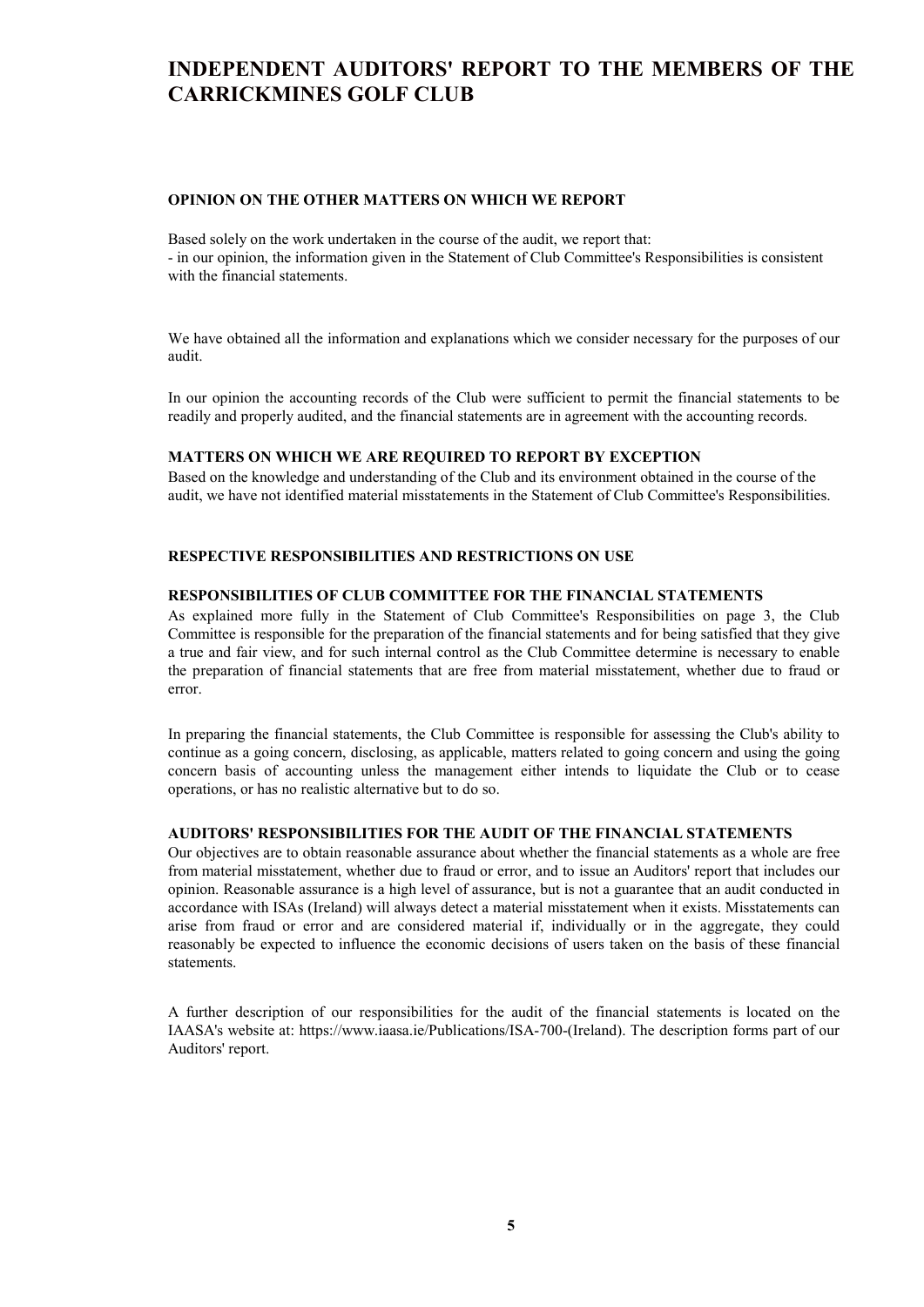# INDEPENDENT AUDITORS' REPORT TO THE MEMBERS OF THE CARRICKMINES GOLF CLUB

### OPINION ON THE OTHER MATTERS ON WHICH WE REPORT

Based solely on the work undertaken in the course of the audit, we report that:
- in our opinion, the information given in the Statement of Club Committee's Responsibilities is consistent with the financial statements.

We have obtained all the information and explanations which we consider necessary for the purposes of our audit.

In our opinion the accounting records of the Club were sufficient to permit the financial statements to be readily and properly audited, and the financial statements are in agreement with the accounting records.

### MATTERS ON WHICH WE ARE REQUIRED TO REPORT BY EXCEPTION

Based on the knowledge and understanding of the Club and its environment obtained in the course of the audit, we have not identified material misstatements in the Statement of Club Committee's Responsibilities.

### RESPECTIVE RESPONSIBILITIES AND RESTRICTIONS ON USE

### RESPONSIBILITIES OF CLUB COMMITTEE FOR THE FINANCIAL STATEMENTS

As explained more fully in the Statement of Club Committee's Responsibilities on page 3, the Club Committee is responsible for the preparation of the financial statements and for being satisfied that they give a true and fair view, and for such internal control as the Club Committee determine is necessary to enable the preparation of financial statements that are free from material misstatement, whether due to fraud or error.

In preparing the financial statements, the Club Committee is responsible for assessing the Club's ability to continue as a going concern, disclosing, as applicable, matters related to going concern and using the going concern basis of accounting unless the management either intends to liquidate the Club or to cease operations, or has no realistic alternative but to do so.

### AUDITORS' RESPONSIBILITIES FOR THE AUDIT OF THE FINANCIAL STATEMENTS

Our objectives are to obtain reasonable assurance about whether the financial statements as a whole are free from material misstatement, whether due to fraud or error, and to issue an Auditors' report that includes our opinion. Reasonable assurance is a high level of assurance, but is not a guarantee that an audit conducted in accordance with ISAs (Ireland) will always detect a material misstatement when it exists. Misstatements can arise from fraud or error and are considered material if, individually or in the aggregate, they could reasonably be expected to influence the economic decisions of users taken on the basis of these financial statements.

A further description of our responsibilities for the audit of the financial statements is located on the IAASA's website at: https://www.iaasa.ie/Publications/ISA-700-(Ireland). The description forms part of our Auditors' report.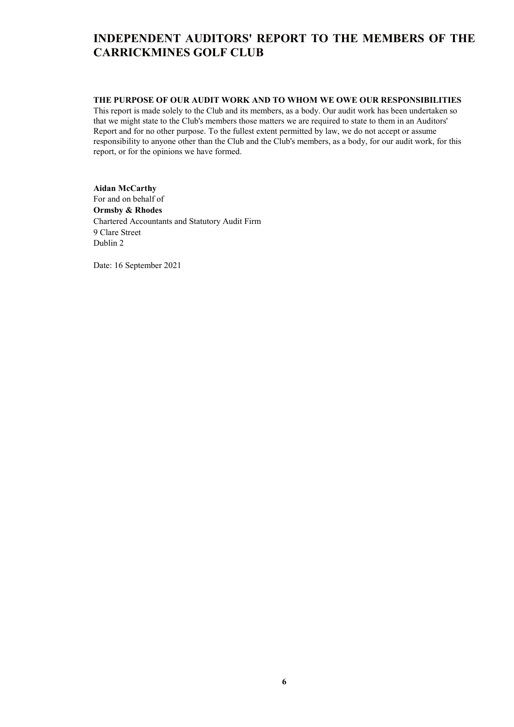# INDEPENDENT AUDITORS' REPORT TO THE MEMBERS OF THE CARRICKMINES GOLF CLUB

**THE PURPOSE OF OUR AUDIT WORK AND TO WHOM WE OWE OUR RESPONSIBILITIES**

This report is made solely to the Club and its members, as a body. Our audit work has been undertaken so that we might state to the Club's members those matters we are required to state to them in an Auditors' Report and for no other purpose. To the fullest extent permitted by law, we do not accept or assume responsibility to anyone other than the Club and the Club's members, as a body, for our audit work, for this report, or for the opinions we have formed.

**Aidan McCarthy**
For and on behalf of
**Ormsby & Rhodes**
Chartered Accountants and Statutory Audit Firm
9 Clare Street
Dublin 2

Date: 16 September 2021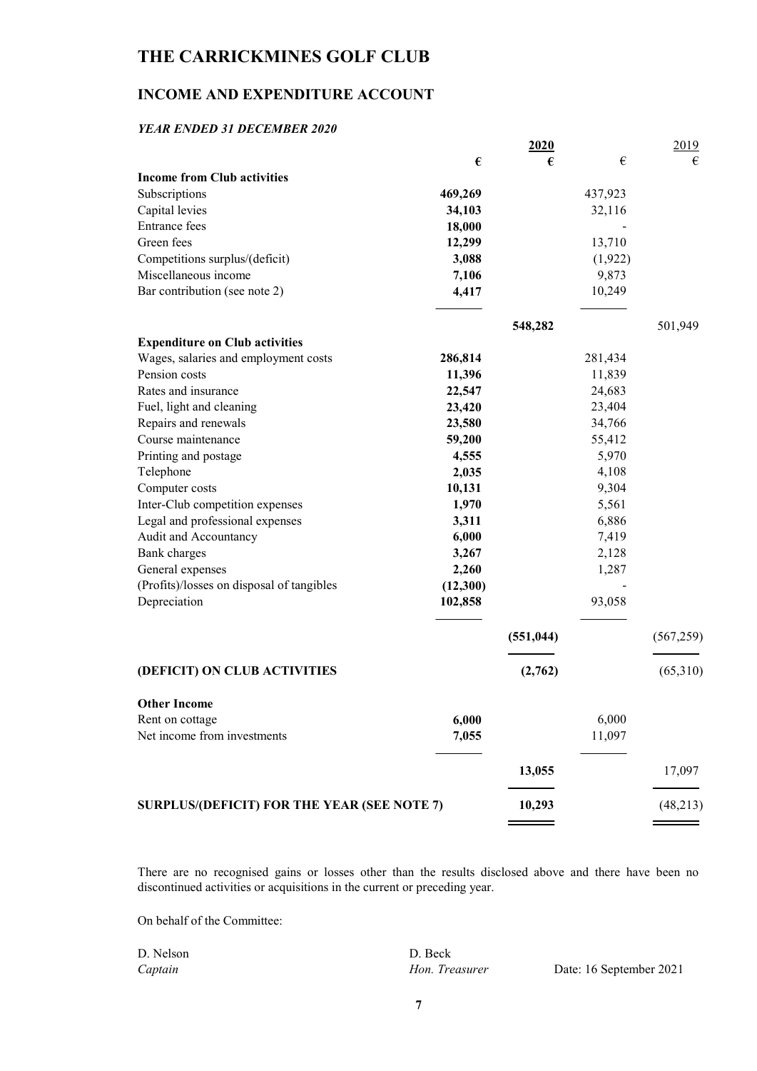# THE CARRICKMINES GOLF CLUB

## INCOME AND EXPENDITURE ACCOUNT

***YEAR ENDED 31 DECEMBER 2020***

| | 2020 | | 2019 | |
|---|---|---|---|---|
| | **€** | **€** | € | € |
| **Income from Club activities** | | | | |
| Subscriptions | **469,269** | | 437,923 | |
| Capital levies | **34,103** | | 32,116 | |
| Entrance fees | **18,000** | | - | |
| Green fees | **12,299** | | 13,710 | |
| Competitions surplus/(deficit) | **3,088** | | (1,922) | |
| Miscellaneous income | **7,106** | | 9,873 | |
| Bar contribution (see note 2) | **4,417** | | 10,249 | |
| | | **548,282** | | 501,949 |
| **Expenditure on Club activities** | | | | |
| Wages, salaries and employment costs | **286,814** | | 281,434 | |
| Pension costs | **11,396** | | 11,839 | |
| Rates and insurance | **22,547** | | 24,683 | |
| Fuel, light and cleaning | **23,420** | | 23,404 | |
| Repairs and renewals | **23,580** | | 34,766 | |
| Course maintenance | **59,200** | | 55,412 | |
| Printing and postage | **4,555** | | 5,970 | |
| Telephone | **2,035** | | 4,108 | |
| Computer costs | **10,131** | | 9,304 | |
| Inter-Club competition expenses | **1,970** | | 5,561 | |
| Legal and professional expenses | **3,311** | | 6,886 | |
| Audit and Accountancy | **6,000** | | 7,419 | |
| Bank charges | **3,267** | | 2,128 | |
| General expenses | **2,260** | | 1,287 | |
| (Profits)/losses on disposal of tangibles | **(12,300)** | | - | |
| Depreciation | **102,858** | | 93,058 | |
| | | **(551,044)** | | (567,259) |
| **(DEFICIT) ON CLUB ACTIVITIES** | | **(2,762)** | | (65,310) |
| **Other Income** | | | | |
| Rent on cottage | **6,000** | | 6,000 | |
| Net income from investments | **7,055** | | 11,097 | |
| | | **13,055** | | 17,097 |
| **SURPLUS/(DEFICIT) FOR THE YEAR (SEE NOTE 7)** | | **10,293** | | (48,213) |

There are no recognised gains or losses other than the results disclosed above and there have been no discontinued activities or acquisitions in the current or preceding year.

On behalf of the Committee:

D. Nelson
*Captain*

D. Beck
*Hon. Treasurer*

Date: 16 September 2021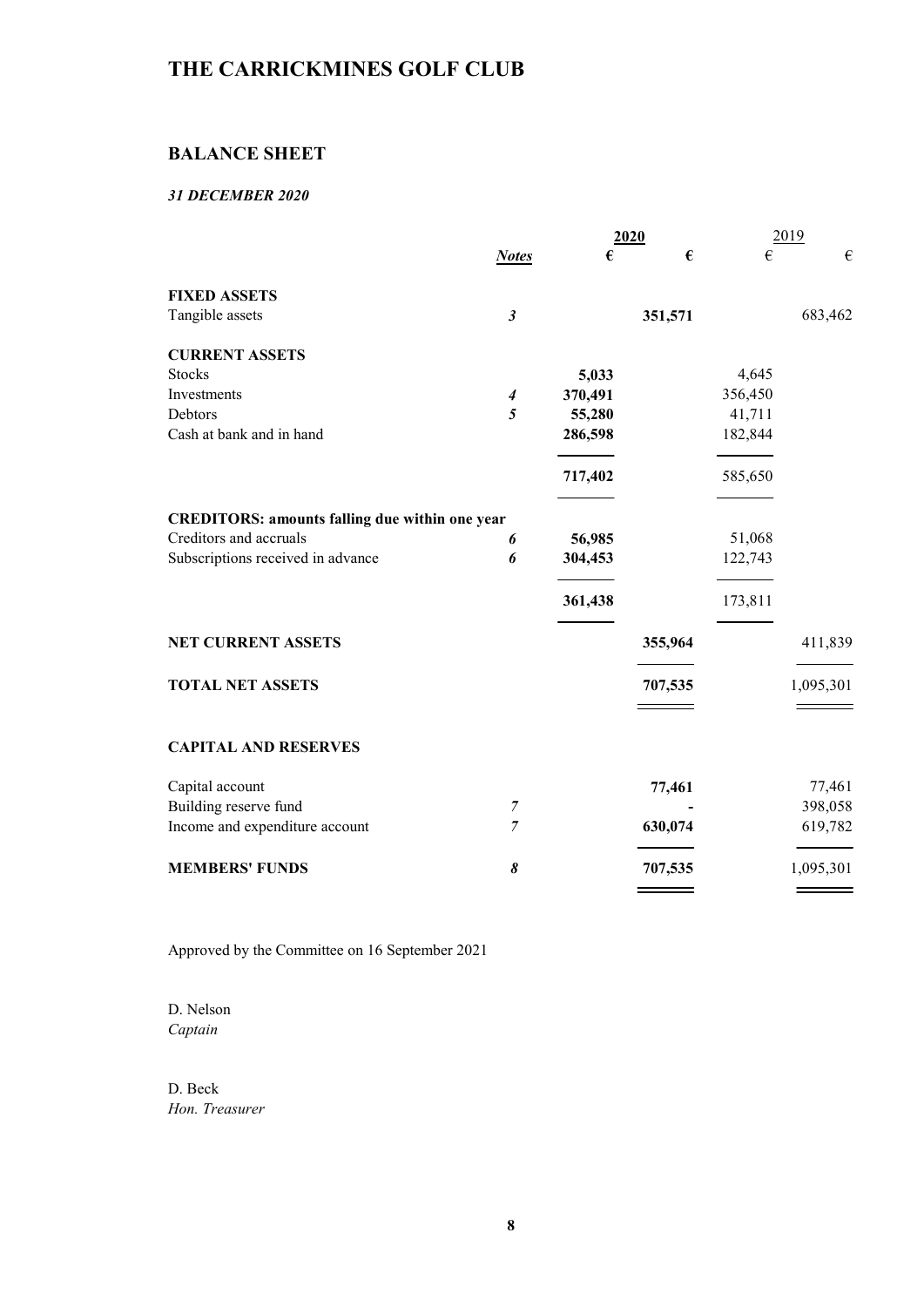# THE CARRICKMINES GOLF CLUB

## BALANCE SHEET

### *31 DECEMBER 2020*

| | *Notes* | 2020 € | 2020 € | 2019 € | 2019 € |
|---|---|---|---|---|---|
| **FIXED ASSETS** | | | | | |
| Tangible assets | ***3*** | | **351,571** | | 683,462 |
| **CURRENT ASSETS** | | | | | |
| Stocks | | **5,033** | | 4,645 | |
| Investments | ***4*** | **370,491** | | 356,450 | |
| Debtors | ***5*** | **55,280** | | 41,711 | |
| Cash at bank and in hand | | **286,598** | | 182,844 | |
| | | **717,402** | | 585,650 | |
| **CREDITORS: amounts falling due within one year** | | | | | |
| Creditors and accruals | ***6*** | **56,985** | | 51,068 | |
| Subscriptions received in advance | ***6*** | **304,453** | | 122,743 | |
| | | **361,438** | | 173,811 | |
| **NET CURRENT ASSETS** | | | **355,964** | | 411,839 |
| **TOTAL NET ASSETS** | | | **707,535** | | 1,095,301 |
| **CAPITAL AND RESERVES** | | | | | |
| Capital account | | | **77,461** | | 77,461 |
| Building reserve fund | ***7*** | | **-** | | 398,058 |
| Income and expenditure account | ***7*** | | **630,074** | | 619,782 |
| **MEMBERS' FUNDS** | ***8*** | | **707,535** | | 1,095,301 |

Approved by the Committee on 16 September 2021

D. Nelson
*Captain*

D. Beck
*Hon. Treasurer*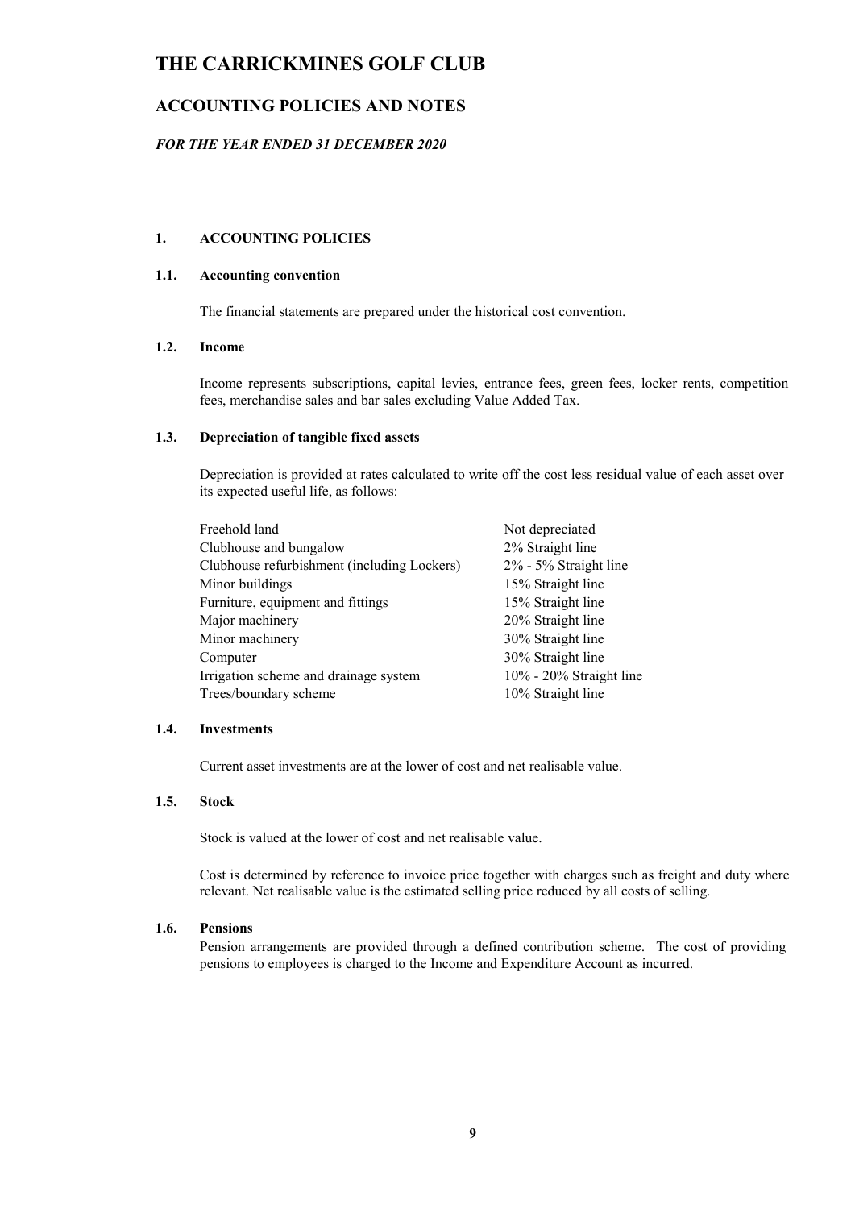# THE CARRICKMINES GOLF CLUB

## ACCOUNTING POLICIES AND NOTES

***FOR THE YEAR ENDED 31 DECEMBER 2020***

### 1. ACCOUNTING POLICIES

#### 1.1. Accounting convention

The financial statements are prepared under the historical cost convention.

#### 1.2. Income

Income represents subscriptions, capital levies, entrance fees, green fees, locker rents, competition fees, merchandise sales and bar sales excluding Value Added Tax.

#### 1.3. Depreciation of tangible fixed assets

Depreciation is provided at rates calculated to write off the cost less residual value of each asset over its expected useful life, as follows:

| | |
|---|---|
| Freehold land | Not depreciated |
| Clubhouse and bungalow | 2% Straight line |
| Clubhouse refurbishment (including Lockers) | 2% - 5% Straight line |
| Minor buildings | 15% Straight line |
| Furniture, equipment and fittings | 15% Straight line |
| Major machinery | 20% Straight line |
| Minor machinery | 30% Straight line |
| Computer | 30% Straight line |
| Irrigation scheme and drainage system | 10% - 20% Straight line |
| Trees/boundary scheme | 10% Straight line |

#### 1.4. Investments

Current asset investments are at the lower of cost and net realisable value.

#### 1.5. Stock

Stock is valued at the lower of cost and net realisable value.

Cost is determined by reference to invoice price together with charges such as freight and duty where relevant. Net realisable value is the estimated selling price reduced by all costs of selling.

#### 1.6. Pensions

Pension arrangements are provided through a defined contribution scheme. The cost of providing pensions to employees is charged to the Income and Expenditure Account as incurred.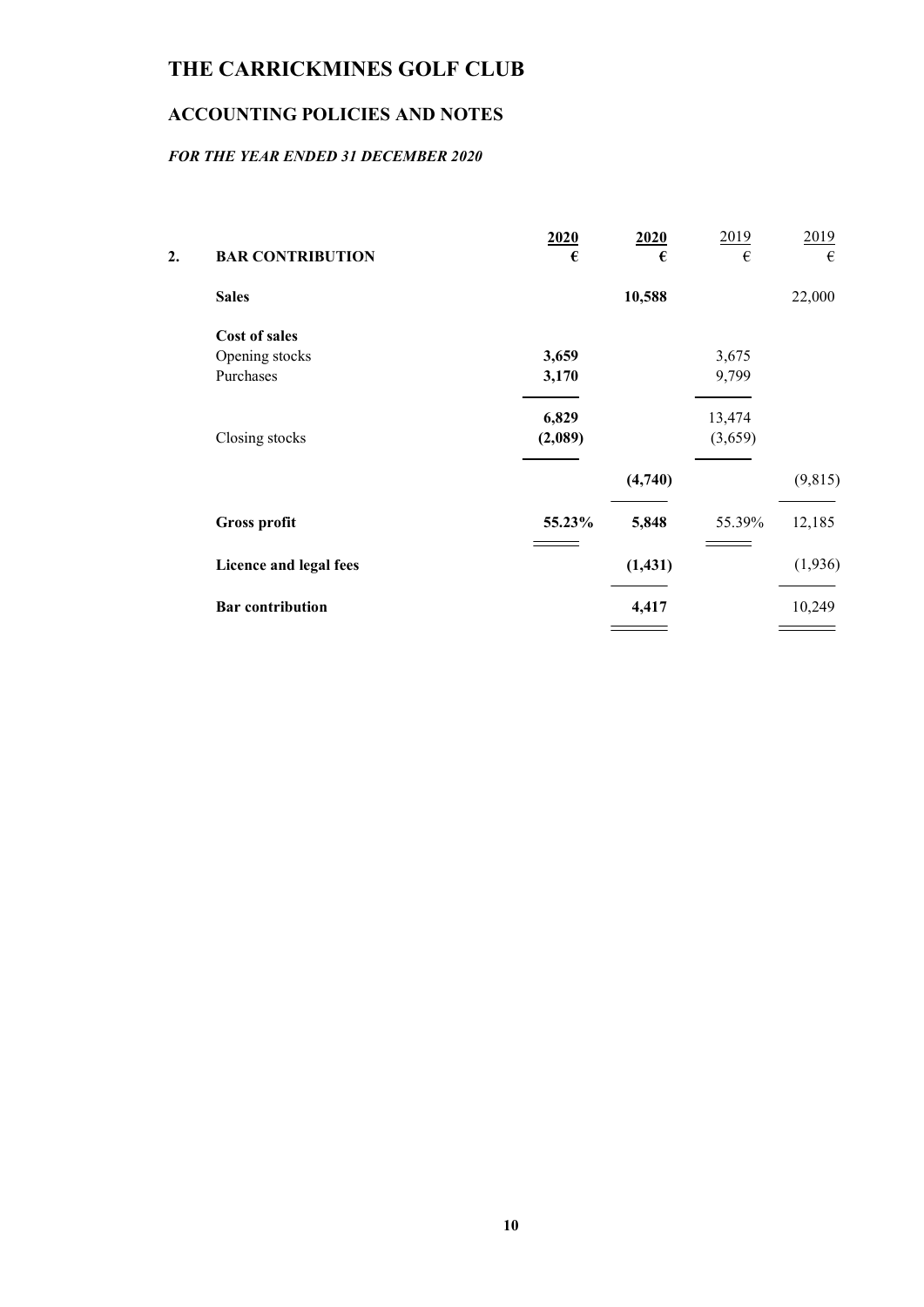# THE CARRICKMINES GOLF CLUB

## ACCOUNTING POLICIES AND NOTES

### *FOR THE YEAR ENDED 31 DECEMBER 2020*

| 2. **BAR CONTRIBUTION** | **2020** **€** | **2020** **€** | 2019 € | 2019 € |
|---|---|---|---|---|
| **Sales** | | **10,588** | | 22,000 |
| **Cost of sales** | | | | |
| Opening stocks | **3,659** | | 3,675 | |
| Purchases | **3,170** | | 9,799 | |
| | **6,829** | | 13,474 | |
| Closing stocks | **(2,089)** | | (3,659) | |
| | | **(4,740)** | | (9,815) |
| **Gross profit** | **55.23%** | **5,848** | 55.39% | 12,185 |
| **Licence and legal fees** | | **(1,431)** | | (1,936) |
| **Bar contribution** | | **4,417** | | 10,249 |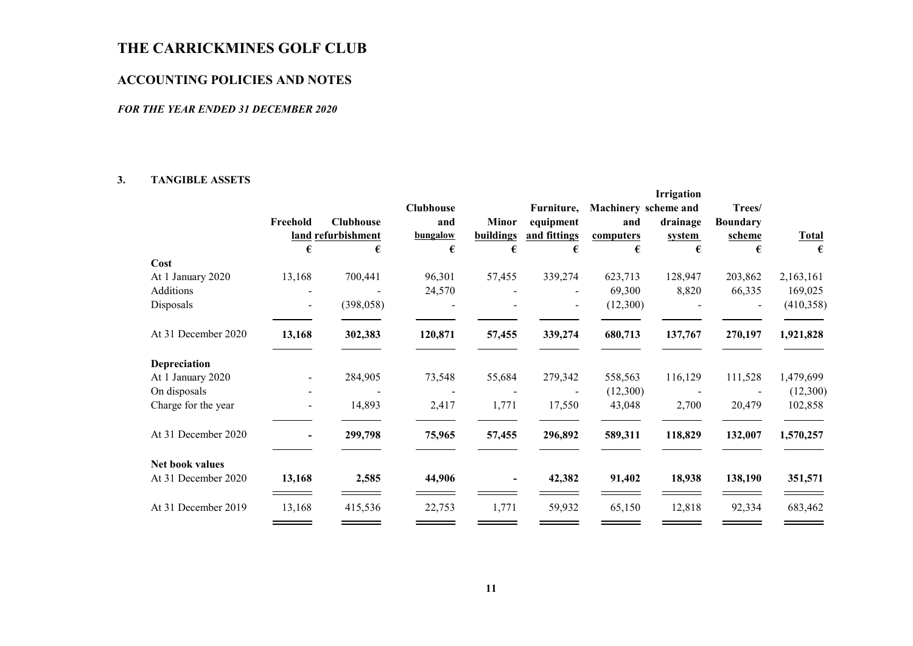# THE CARRICKMINES GOLF CLUB

## ACCOUNTING POLICIES AND NOTES

### *FOR THE YEAR ENDED 31 DECEMBER 2020*

**3. TANGIBLE ASSETS**

| | Freehold land | Clubhouse refurbishment | Clubhouse and bungalow | Minor buildings | Furniture, equipment and fittings | Machinery and computers | Irrigation scheme and drainage system | Trees/ Boundary scheme | Total |
|---|---|---|---|---|---|---|---|---|---|
| | € | € | € | € | € | € | € | € | € |
| **Cost** | | | | | | | | | |
| At 1 January 2020 | 13,168 | 700,441 | 96,301 | 57,455 | 339,274 | 623,713 | 128,947 | 203,862 | 2,163,161 |
| Additions | - | - | 24,570 | - | - | 69,300 | 8,820 | 66,335 | 169,025 |
| Disposals | - | (398,058) | - | - | - | (12,300) | - | - | (410,358) |
| At 31 December 2020 | **13,168** | **302,383** | **120,871** | **57,455** | **339,274** | **680,713** | **137,767** | **270,197** | **1,921,828** |
| **Depreciation** | | | | | | | | | |
| At 1 January 2020 | - | 284,905 | 73,548 | 55,684 | 279,342 | 558,563 | 116,129 | 111,528 | 1,479,699 |
| On disposals | - | - | - | - | - | (12,300) | - | - | (12,300) |
| Charge for the year | - | 14,893 | 2,417 | 1,771 | 17,550 | 43,048 | 2,700 | 20,479 | 102,858 |
| At 31 December 2020 | **-** | **299,798** | **75,965** | **57,455** | **296,892** | **589,311** | **118,829** | **132,007** | **1,570,257** |
| **Net book values** | | | | | | | | | |
| At 31 December 2020 | **13,168** | **2,585** | **44,906** | **-** | **42,382** | **91,402** | **18,938** | **138,190** | **351,571** |
| At 31 December 2019 | 13,168 | 415,536 | 22,753 | 1,771 | 59,932 | 65,150 | 12,818 | 92,334 | 683,462 |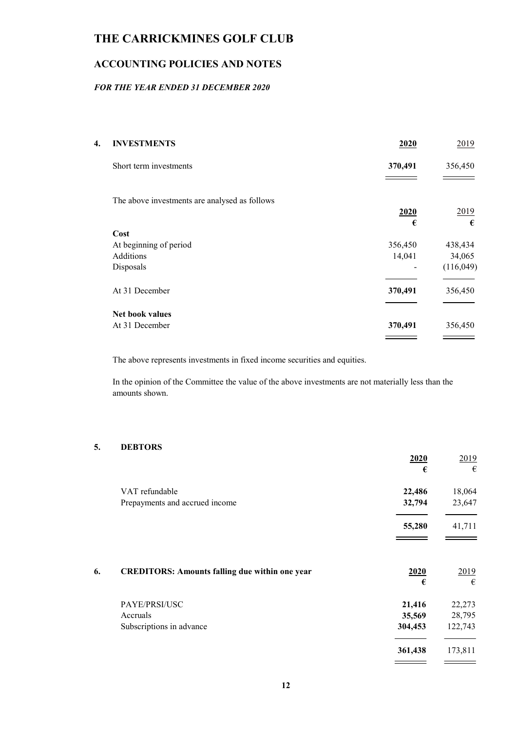# THE CARRICKMINES GOLF CLUB

## ACCOUNTING POLICIES AND NOTES

### *FOR THE YEAR ENDED 31 DECEMBER 2020*

**4. INVESTMENTS**

| | **2020** | 2019 |
|---|---|---|
| Short term investments | **370,491** | 356,450 |

The above investments are analysed as follows

| | **2020** | 2019 |
|---|---|---|
| | **€** | **€** |
| **Cost** | | |
| At beginning of period | 356,450 | 438,434 |
| Additions | 14,041 | 34,065 |
| Disposals | - | (116,049) |
| At 31 December | **370,491** | 356,450 |
| **Net book values** | | |
| At 31 December | **370,491** | 356,450 |

The above represents investments in fixed income securities and equities.

In the opinion of the Committee the value of the above investments are not materially less than the amounts shown.

**5. DEBTORS**

| | **2020** | 2019 |
|---|---|---|
| | **€** | € |
| VAT refundable | **22,486** | 18,064 |
| Prepayments and accrued income | **32,794** | 23,647 |
| | **55,280** | 41,711 |

**6. CREDITORS: Amounts falling due within one year**

| | **2020** | 2019 |
|---|---|---|
| | **€** | € |
| PAYE/PRSI/USC | **21,416** | 22,273 |
| Accruals | **35,569** | 28,795 |
| Subscriptions in advance | **304,453** | 122,743 |
| | **361,438** | 173,811 |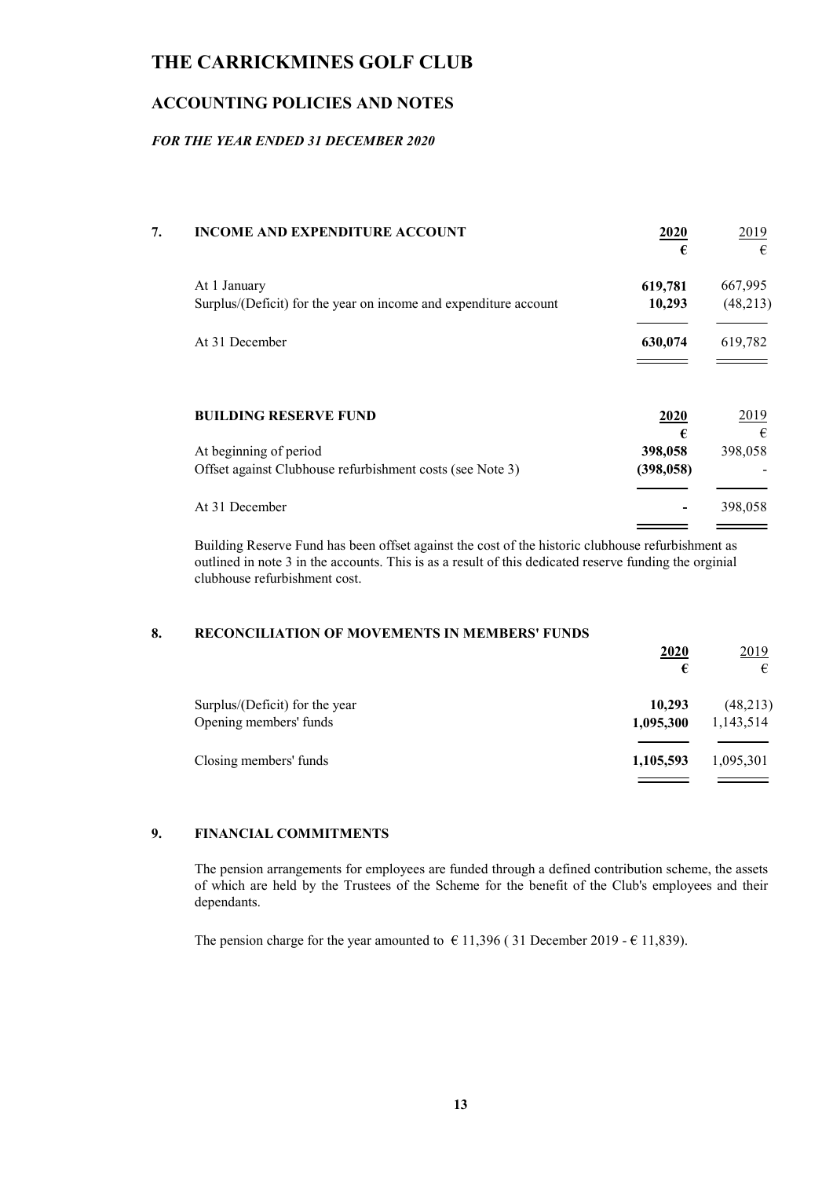# THE CARRICKMINES GOLF CLUB

## ACCOUNTING POLICIES AND NOTES

### *FOR THE YEAR ENDED 31 DECEMBER 2020*

**7. INCOME AND EXPENDITURE ACCOUNT**

| | **2020** | 2019 |
|---|---|---|
| | **€** | € |
| At 1 January | **619,781** | 667,995 |
| Surplus/(Deficit) for the year on income and expenditure account | **10,293** | (48,213) |
| At 31 December | **630,074** | 619,782 |

**BUILDING RESERVE FUND**

| | **2020** | 2019 |
|---|---|---|
| | **€** | € |
| At beginning of period | **398,058** | 398,058 |
| Offset against Clubhouse refurbishment costs (see Note 3) | **(398,058)** | - |
| At 31 December | **-** | 398,058 |

Building Reserve Fund has been offset against the cost of the historic clubhouse refurbishment as outlined in note 3 in the accounts. This is as a result of this dedicated reserve funding the orginial clubhouse refurbishment cost.

**8. RECONCILIATION OF MOVEMENTS IN MEMBERS' FUNDS**

| | **2020** | 2019 |
|---|---|---|
| | **€** | € |
| Surplus/(Deficit) for the year | **10,293** | (48,213) |
| Opening members' funds | **1,095,300** | 1,143,514 |
| Closing members' funds | **1,105,593** | 1,095,301 |

**9. FINANCIAL COMMITMENTS**

The pension arrangements for employees are funded through a defined contribution scheme, the assets of which are held by the Trustees of the Scheme for the benefit of the Club's employees and their dependants.

The pension charge for the year amounted to € 11,396 ( 31 December 2019 - € 11,839).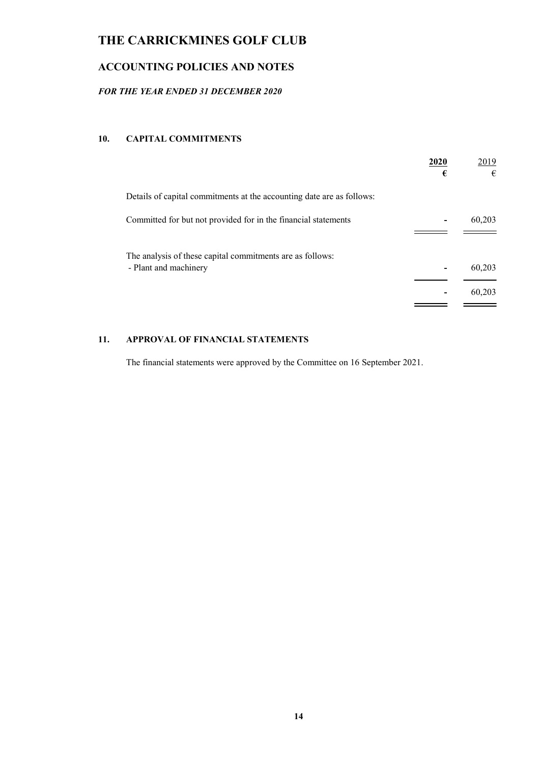# THE CARRICKMINES GOLF CLUB

## ACCOUNTING POLICIES AND NOTES

***FOR THE YEAR ENDED 31 DECEMBER 2020***

### 10. CAPITAL COMMITMENTS

| | **2020** | 2019 |
|---|---|---|
| | **€** | € |
| Details of capital commitments at the accounting date are as follows: | | |
| Committed for but not provided for in the financial statements | - | 60,203 |
| The analysis of these capital commitments are as follows: | | |
| - Plant and machinery | - | 60,203 |
| | - | 60,203 |

### 11. APPROVAL OF FINANCIAL STATEMENTS

The financial statements were approved by the Committee on 16 September 2021.